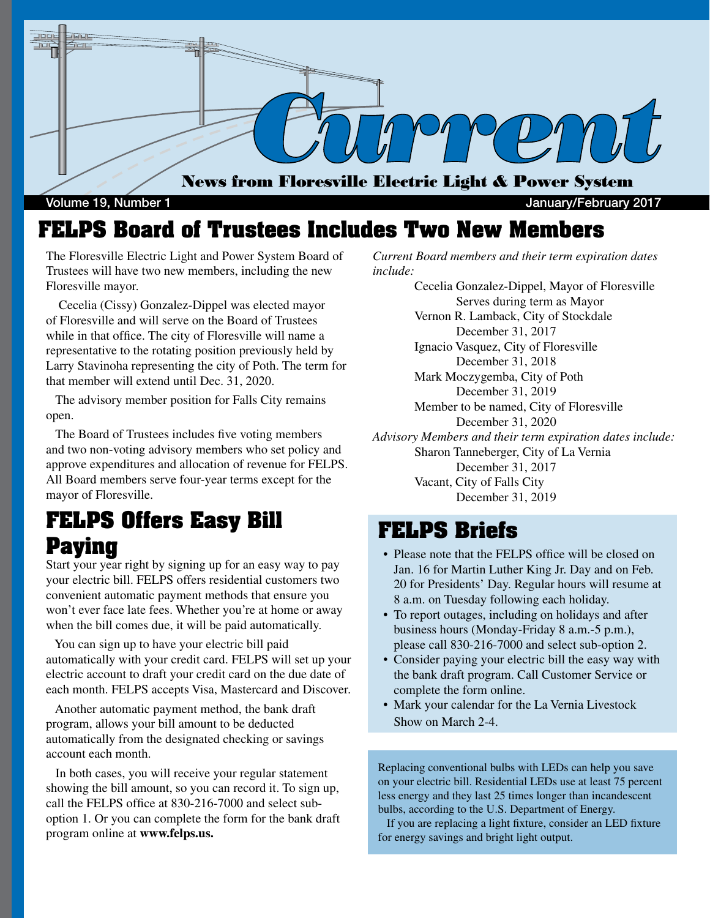# Current

**News from Floresville Electric Light & Power System**

Volume 19, Number 1 — January/February 2017

## FELPS Board of Trustees Includes Two New Members

The Floresville Electric Light and Power System Board of Trustees will have two new members, including the new Floresville mayor.

Cecelia (Cissy) Gonzalez-Dippel was elected mayor of Floresville and will serve on the Board of Trustees while in that office. The city of Floresville will name a representative to the rotating position previously held by Larry Stavinoha representing the city of Poth. The term for that member will extend until Dec. 31, 2020.

The advisory member position for Falls City remains open.

The Board of Trustees includes five voting members and two non-voting advisory members who set policy and approve expenditures and allocation of revenue for FELPS. All Board members serve four-year terms except for the mayor of Floresville.

*Current Board members and their term expiration dates include:*

Cecelia Gonzalez-Dippel, Mayor of Floresville
Serves during term as Mayor
Vernon R. Lamback, City of Stockdale
December 31, 2017
Ignacio Vasquez, City of Floresville
December 31, 2018
Mark Moczygemba, City of Poth
December 31, 2019
Member to be named, City of Floresville
December 31, 2020

*Advisory Members and their term expiration dates include:*

Sharon Tanneberger, City of La Vernia
December 31, 2017
Vacant, City of Falls City
December 31, 2019

## FELPS Offers Easy Bill Paying

Start your year right by signing up for an easy way to pay your electric bill. FELPS offers residential customers two convenient automatic payment methods that ensure you won't ever face late fees. Whether you're at home or away when the bill comes due, it will be paid automatically.

You can sign up to have your electric bill paid automatically with your credit card. FELPS will set up your electric account to draft your credit card on the due date of each month. FELPS accepts Visa, Mastercard and Discover.

Another automatic payment method, the bank draft program, allows your bill amount to be deducted automatically from the designated checking or savings account each month.

In both cases, you will receive your regular statement showing the bill amount, so you can record it. To sign up, call the FELPS office at 830-216-7000 and select sub-option 1. Or you can complete the form for the bank draft program online at **www.felps.us.**

## FELPS Briefs

- Please note that the FELPS office will be closed on Jan. 16 for Martin Luther King Jr. Day and on Feb. 20 for Presidents' Day. Regular hours will resume at 8 a.m. on Tuesday following each holiday.
- To report outages, including on holidays and after business hours (Monday-Friday 8 a.m.-5 p.m.), please call 830-216-7000 and select sub-option 2.
- Consider paying your electric bill the easy way with the bank draft program. Call Customer Service or complete the form online.
- Mark your calendar for the La Vernia Livestock Show on March 2-4.

Replacing conventional bulbs with LEDs can help you save on your electric bill. Residential LEDs use at least 75 percent less energy and they last 25 times longer than incandescent bulbs, according to the U.S. Department of Energy.

If you are replacing a light fixture, consider an LED fixture for energy savings and bright light output.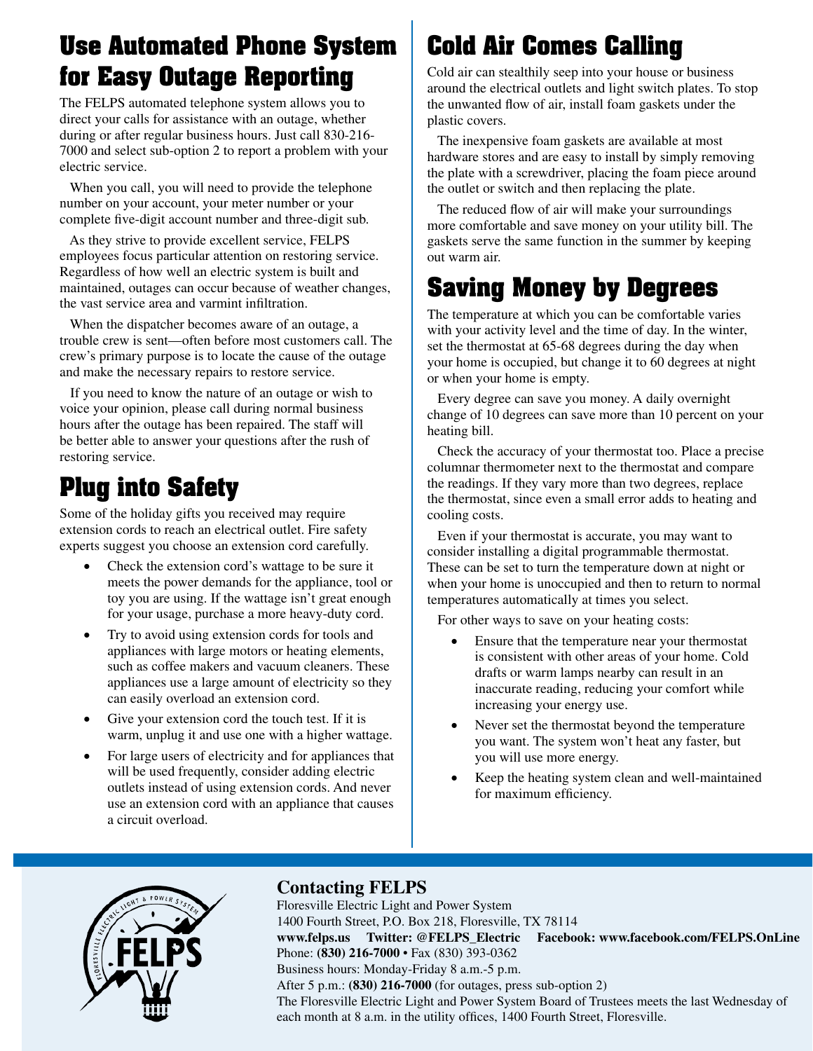## Use Automated Phone System for Easy Outage Reporting

The FELPS automated telephone system allows you to direct your calls for assistance with an outage, whether during or after regular business hours. Just call 830-216-7000 and select sub-option 2 to report a problem with your electric service.

When you call, you will need to provide the telephone number on your account, your meter number or your complete five-digit account number and three-digit sub.

As they strive to provide excellent service, FELPS employees focus particular attention on restoring service. Regardless of how well an electric system is built and maintained, outages can occur because of weather changes, the vast service area and varmint infiltration.

When the dispatcher becomes aware of an outage, a trouble crew is sent—often before most customers call. The crew's primary purpose is to locate the cause of the outage and make the necessary repairs to restore service.

If you need to know the nature of an outage or wish to voice your opinion, please call during normal business hours after the outage has been repaired. The staff will be better able to answer your questions after the rush of restoring service.

## Plug into Safety

Some of the holiday gifts you received may require extension cords to reach an electrical outlet. Fire safety experts suggest you choose an extension cord carefully.

- Check the extension cord's wattage to be sure it meets the power demands for the appliance, tool or toy you are using. If the wattage isn't great enough for your usage, purchase a more heavy-duty cord.
- Try to avoid using extension cords for tools and appliances with large motors or heating elements, such as coffee makers and vacuum cleaners. These appliances use a large amount of electricity so they can easily overload an extension cord.
- Give your extension cord the touch test. If it is warm, unplug it and use one with a higher wattage.
- For large users of electricity and for appliances that will be used frequently, consider adding electric outlets instead of using extension cords. And never use an extension cord with an appliance that causes a circuit overload.

## Cold Air Comes Calling

Cold air can stealthily seep into your house or business around the electrical outlets and light switch plates. To stop the unwanted flow of air, install foam gaskets under the plastic covers.

The inexpensive foam gaskets are available at most hardware stores and are easy to install by simply removing the plate with a screwdriver, placing the foam piece around the outlet or switch and then replacing the plate.

The reduced flow of air will make your surroundings more comfortable and save money on your utility bill. The gaskets serve the same function in the summer by keeping out warm air.

## Saving Money by Degrees

The temperature at which you can be comfortable varies with your activity level and the time of day. In the winter, set the thermostat at 65-68 degrees during the day when your home is occupied, but change it to 60 degrees at night or when your home is empty.

Every degree can save you money. A daily overnight change of 10 degrees can save more than 10 percent on your heating bill.

Check the accuracy of your thermostat too. Place a precise columnar thermometer next to the thermostat and compare the readings. If they vary more than two degrees, replace the thermostat, since even a small error adds to heating and cooling costs.

Even if your thermostat is accurate, you may want to consider installing a digital programmable thermostat. These can be set to turn the temperature down at night or when your home is unoccupied and then to return to normal temperatures automatically at times you select.

For other ways to save on your heating costs:

- Ensure that the temperature near your thermostat is consistent with other areas of your home. Cold drafts or warm lamps nearby can result in an inaccurate reading, reducing your comfort while increasing your energy use.
- Never set the thermostat beyond the temperature you want. The system won't heat any faster, but you will use more energy.
- Keep the heating system clean and well-maintained for maximum efficiency.

### Contacting FELPS

Floresville Electric Light and Power System
1400 Fourth Street, P.O. Box 218, Floresville, TX 78114
**www.felps.us** **Twitter: @FELPS_Electric** **Facebook: www.facebook.com/FELPS.OnLine**
Phone: **(830) 216-7000** • Fax (830) 393-0362
Business hours: Monday-Friday 8 a.m.-5 p.m.
After 5 p.m.: **(830) 216-7000** (for outages, press sub-option 2)
The Floresville Electric Light and Power System Board of Trustees meets the last Wednesday of each month at 8 a.m. in the utility offices, 1400 Fourth Street, Floresville.